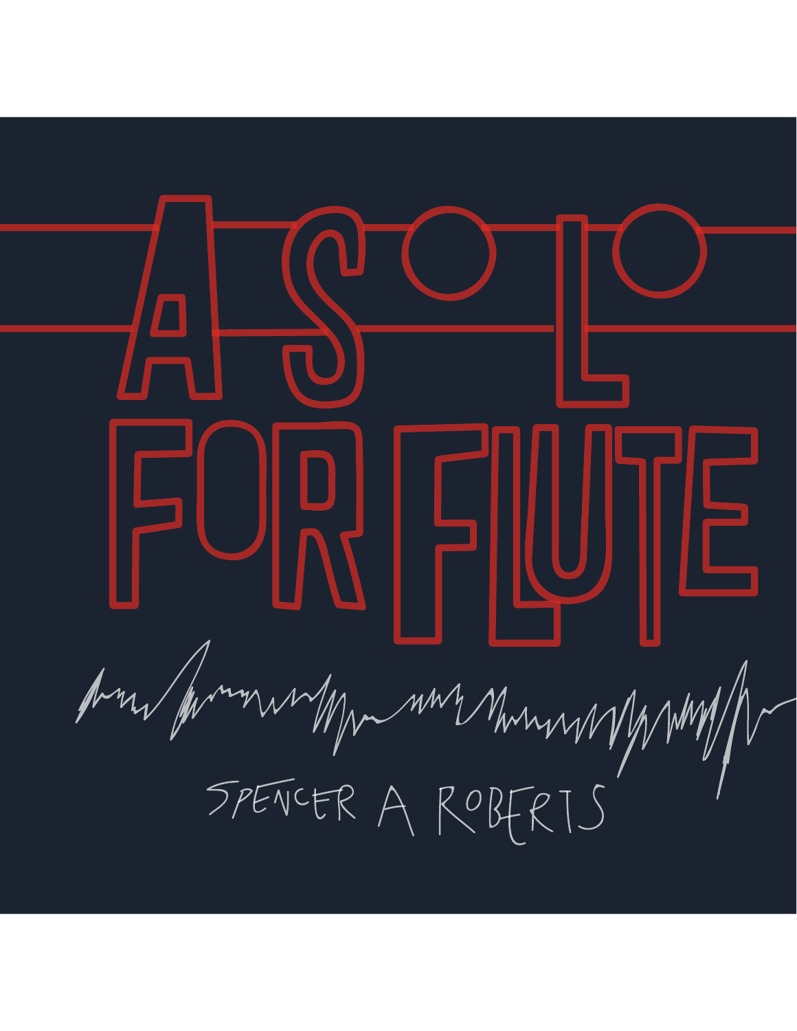# A SOLO FOR FLUTE

SPENCER A ROBERTS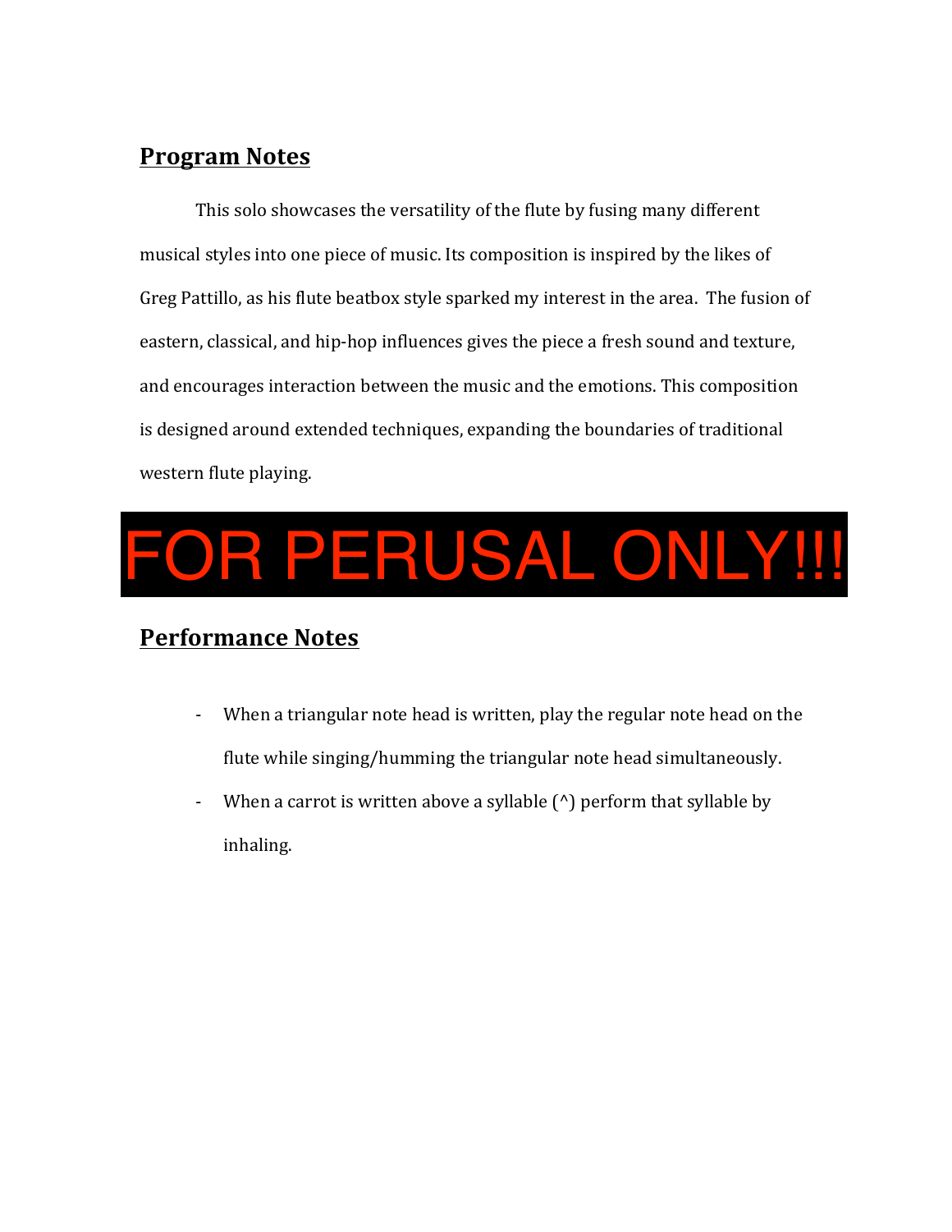## Program Notes

This solo showcases the versatility of the flute by fusing many different musical styles into one piece of music. Its composition is inspired by the likes of Greg Pattillo, as his flute beatbox style sparked my interest in the area. The fusion of eastern, classical, and hip-hop influences gives the piece a fresh sound and texture, and encourages interaction between the music and the emotions. This composition is designed around extended techniques, expanding the boundaries of traditional western flute playing.

FOR PERUSAL ONLY!!!

## Performance Notes

- When a triangular note head is written, play the regular note head on the flute while singing/humming the triangular note head simultaneously.
- When a carrot is written above a syllable (^) perform that syllable by inhaling.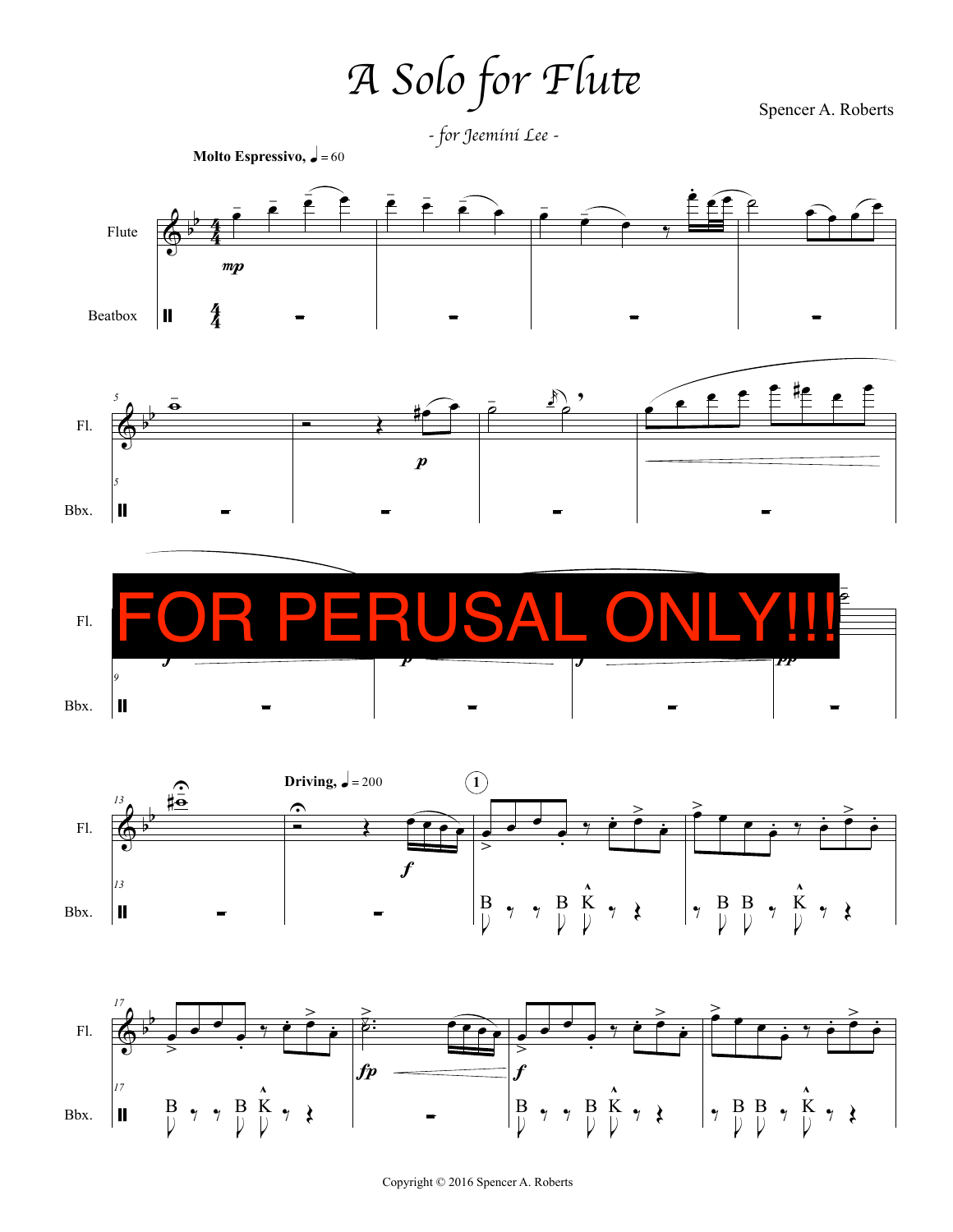# A Solo for Flute

Spencer A. Roberts

*- for Jeemini Lee -*

**Molto Espressivo,** ♩ = 60

Flute

Beatbox

Fl.

Bbx.

FOR PERUSAL ONLY!!!

**Driving,** ♩ = 200

Copyright © 2016 Spencer A. Roberts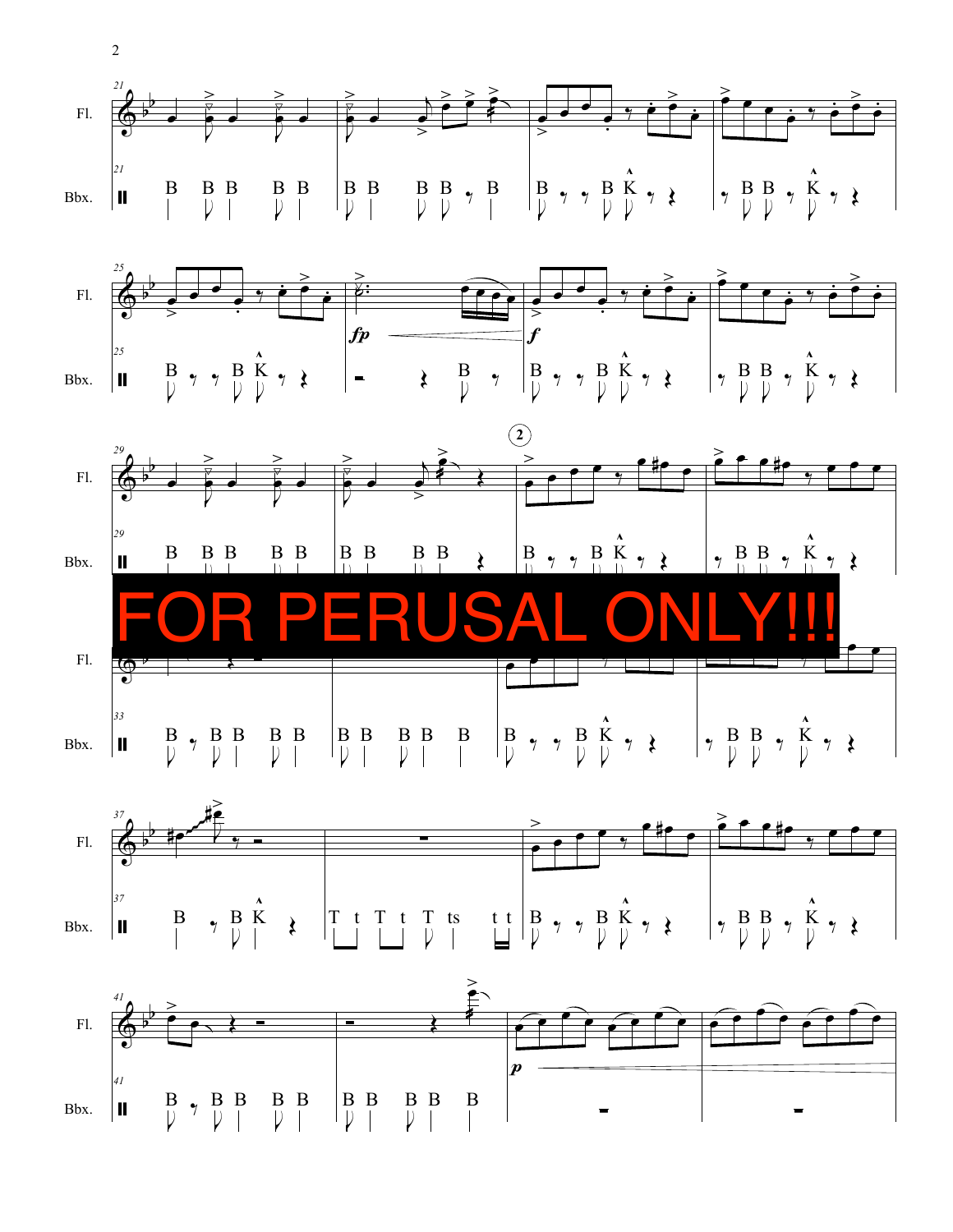FOR PERUSAL ONLY!!!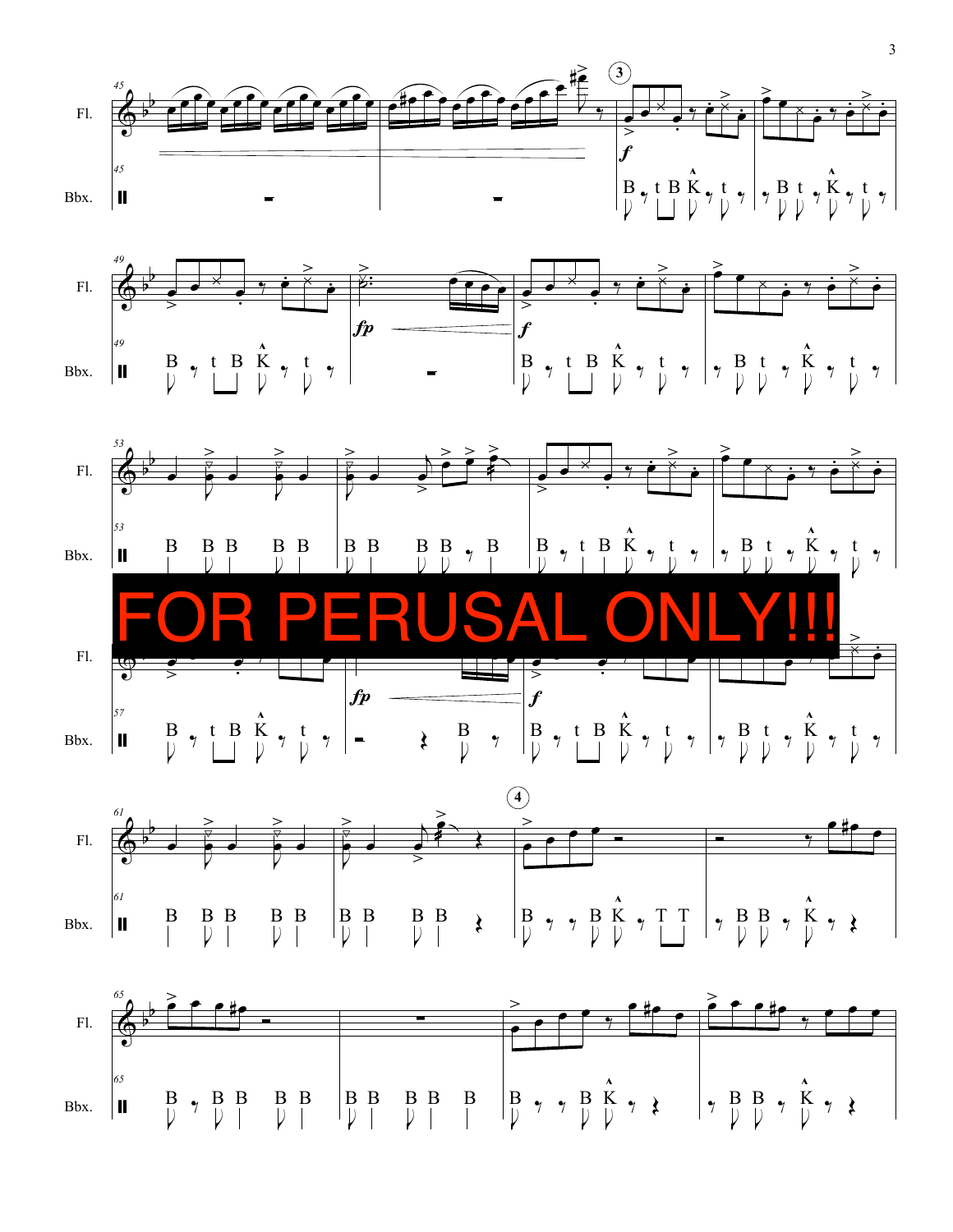FOR PERUSAL ONLY!!!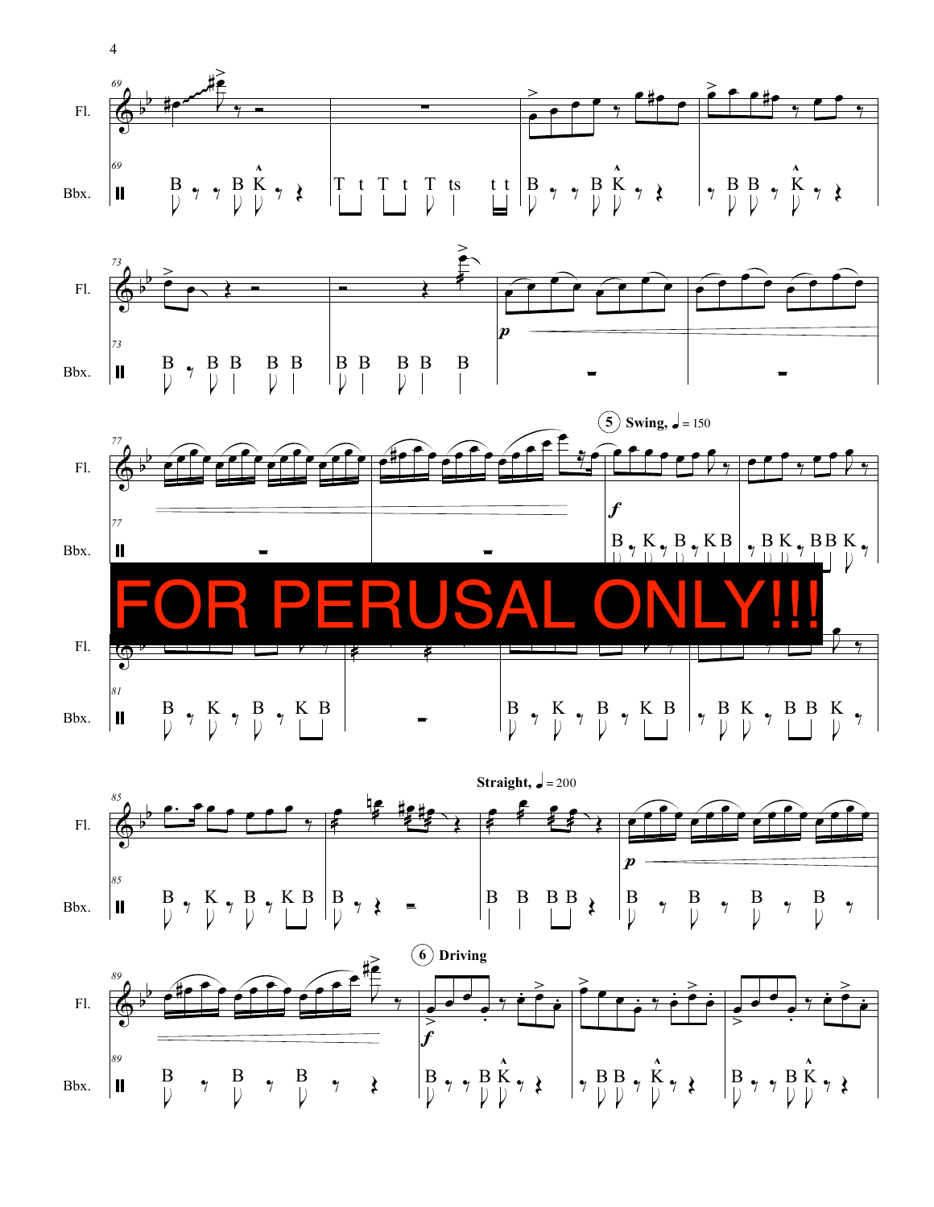**5** **Swing,** ♩ = 150

FOR PERUSAL ONLY!!!

**Straight,** ♩ = 200

**6** **Driving**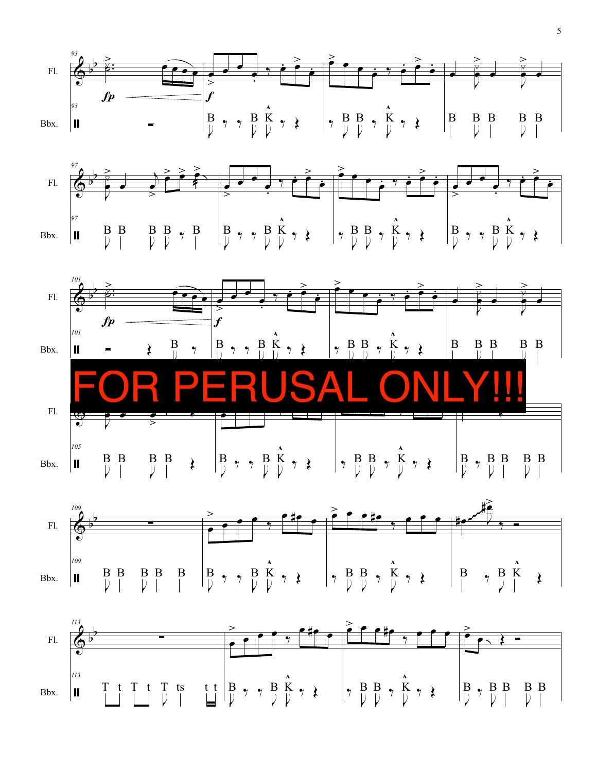FOR PERUSAL ONLY!!!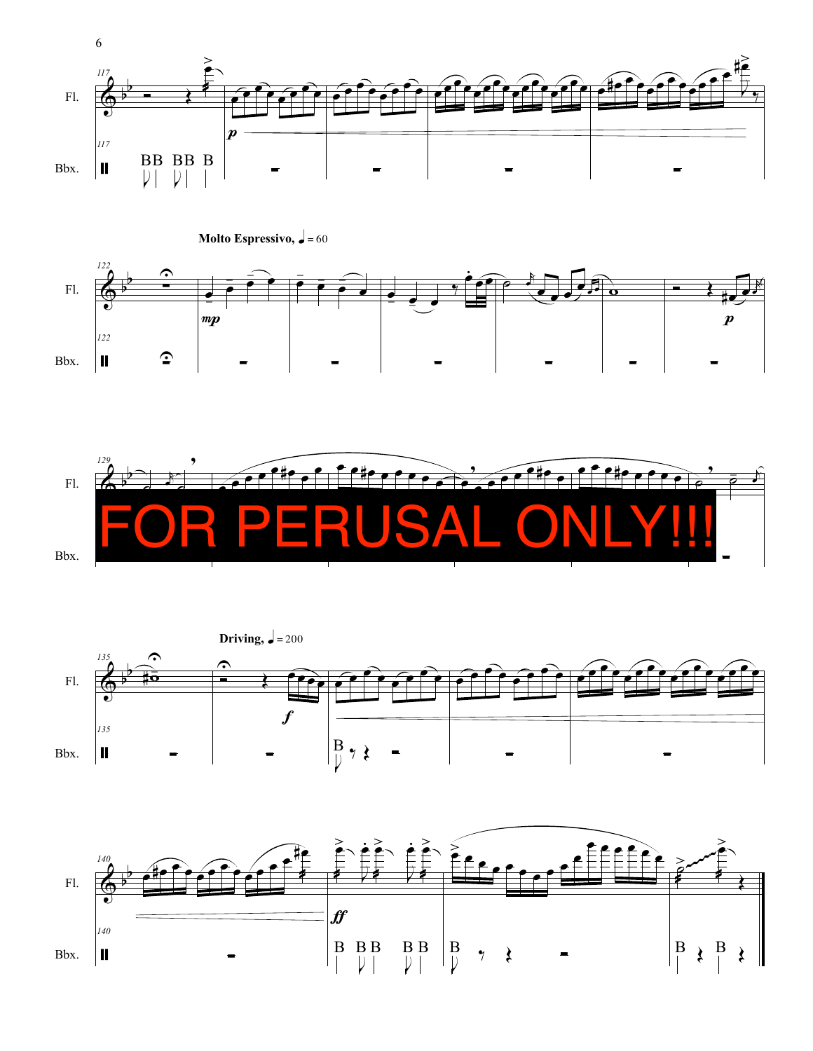Molto Espressivo, ♩ = 60

FOR PERUSAL ONLY!!!

Driving, ♩ = 200